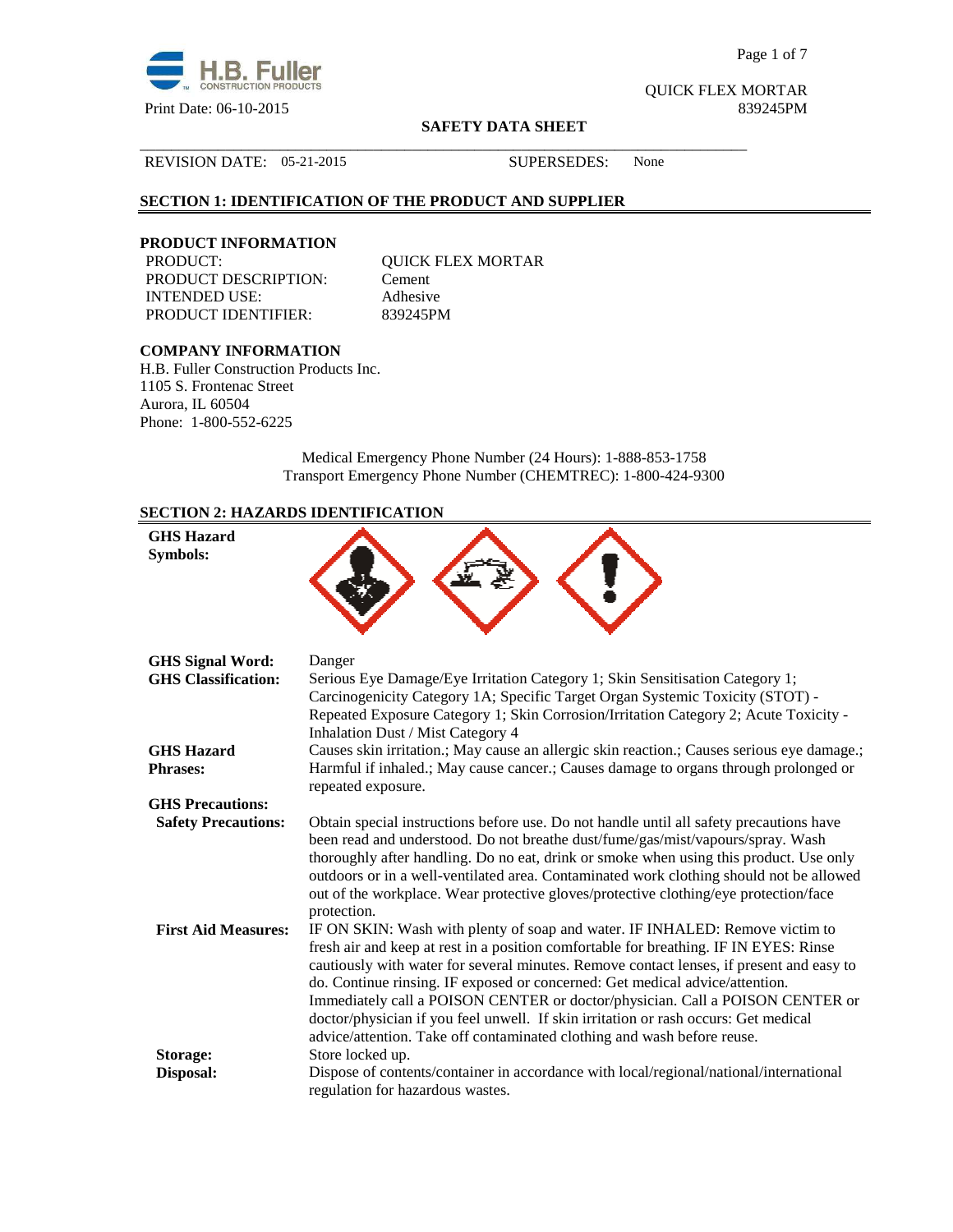QUICK FLEX MORTAR
839245PM

Print Date: 06-10-2015

**SAFETY DATA SHEET**

REVISION DATE: 05-21-2015 SUPERSEDES: None

## SECTION 1: IDENTIFICATION OF THE PRODUCT AND SUPPLIER

### PRODUCT INFORMATION

| | |
|---|---|
| PRODUCT: | QUICK FLEX MORTAR |
| PRODUCT DESCRIPTION: | Cement |
| INTENDED USE: | Adhesive |
| PRODUCT IDENTIFIER: | 839245PM |

### COMPANY INFORMATION

H.B. Fuller Construction Products Inc.
1105 S. Frontenac Street
Aurora, IL 60504
Phone: 1-800-552-6225

Medical Emergency Phone Number (24 Hours): 1-888-853-1758
Transport Emergency Phone Number (CHEMTREC): 1-800-424-9300

## SECTION 2: HAZARDS IDENTIFICATION

**GHS Hazard Symbols:**

**GHS Signal Word:** Danger

**GHS Classification:** Serious Eye Damage/Eye Irritation Category 1; Skin Sensitisation Category 1; Carcinogenicity Category 1A; Specific Target Organ Systemic Toxicity (STOT) - Repeated Exposure Category 1; Skin Corrosion/Irritation Category 2; Acute Toxicity - Inhalation Dust / Mist Category 4

**GHS Hazard Phrases:** Causes skin irritation.; May cause an allergic skin reaction.; Causes serious eye damage.; Harmful if inhaled.; May cause cancer.; Causes damage to organs through prolonged or repeated exposure.

**GHS Precautions:**

**Safety Precautions:** Obtain special instructions before use. Do not handle until all safety precautions have been read and understood. Do not breathe dust/fume/gas/mist/vapours/spray. Wash thoroughly after handling. Do no eat, drink or smoke when using this product. Use only outdoors or in a well-ventilated area. Contaminated work clothing should not be allowed out of the workplace. Wear protective gloves/protective clothing/eye protection/face protection.

**First Aid Measures:** IF ON SKIN: Wash with plenty of soap and water. IF INHALED: Remove victim to fresh air and keep at rest in a position comfortable for breathing. IF IN EYES: Rinse cautiously with water for several minutes. Remove contact lenses, if present and easy to do. Continue rinsing. IF exposed or concerned: Get medical advice/attention. Immediately call a POISON CENTER or doctor/physician. Call a POISON CENTER or doctor/physician if you feel unwell. If skin irritation or rash occurs: Get medical advice/attention. Take off contaminated clothing and wash before reuse.

**Storage:** Store locked up.

**Disposal:** Dispose of contents/container in accordance with local/regional/national/international regulation for hazardous wastes.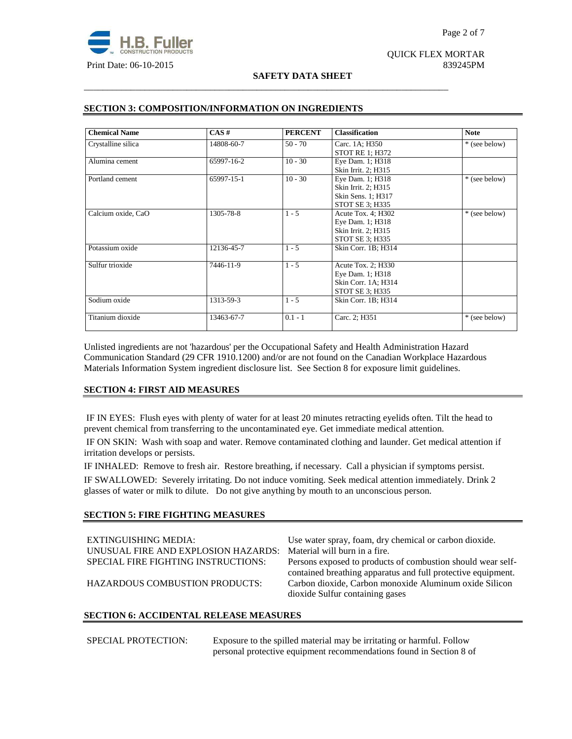## SECTION 3: COMPOSITION/INFORMATION ON INGREDIENTS

| Chemical Name | CAS # | PERCENT | Classification | Note |
| --- | --- | --- | --- | --- |
| Crystalline silica | 14808-60-7 | 50 - 70 | Carc. 1A; H350<br>STOT RE 1; H372 | * (see below) |
| Alumina cement | 65997-16-2 | 10 - 30 | Eye Dam. 1; H318<br>Skin Irrit. 2; H315 | |
| Portland cement | 65997-15-1 | 10 - 30 | Eye Dam. 1; H318<br>Skin Irrit. 2; H315<br>Skin Sens. 1; H317<br>STOT SE 3; H335 | * (see below) |
| Calcium oxide, CaO | 1305-78-8 | 1 - 5 | Acute Tox. 4; H302<br>Eye Dam. 1; H318<br>Skin Irrit. 2; H315<br>STOT SE 3; H335 | * (see below) |
| Potassium oxide | 12136-45-7 | 1 - 5 | Skin Corr. 1B; H314 | |
| Sulfur trioxide | 7446-11-9 | 1 - 5 | Acute Tox. 2; H330<br>Eye Dam. 1; H318<br>Skin Corr. 1A; H314<br>STOT SE 3; H335 | |
| Sodium oxide | 1313-59-3 | 1 - 5 | Skin Corr. 1B; H314 | |
| Titanium dioxide | 13463-67-7 | 0.1 - 1 | Carc. 2; H351 | * (see below) |

Unlisted ingredients are not 'hazardous' per the Occupational Safety and Health Administration Hazard Communication Standard (29 CFR 1910.1200) and/or are not found on the Canadian Workplace Hazardous Materials Information System ingredient disclosure list. See Section 8 for exposure limit guidelines.

## SECTION 4: FIRST AID MEASURES

IF IN EYES: Flush eyes with plenty of water for at least 20 minutes retracting eyelids often. Tilt the head to prevent chemical from transferring to the uncontaminated eye. Get immediate medical attention.

IF ON SKIN: Wash with soap and water. Remove contaminated clothing and launder. Get medical attention if irritation develops or persists.

IF INHALED: Remove to fresh air. Restore breathing, if necessary. Call a physician if symptoms persist.

IF SWALLOWED: Severely irritating. Do not induce vomiting. Seek medical attention immediately. Drink 2 glasses of water or milk to dilute. Do not give anything by mouth to an unconscious person.

## SECTION 5: FIRE FIGHTING MEASURES

EXTINGUISHING MEDIA: Use water spray, foam, dry chemical or carbon dioxide.

UNUSUAL FIRE AND EXPLOSION HAZARDS: Material will burn in a fire.

SPECIAL FIRE FIGHTING INSTRUCTIONS: Persons exposed to products of combustion should wear self-contained breathing apparatus and full protective equipment.

HAZARDOUS COMBUSTION PRODUCTS: Carbon dioxide, Carbon monoxide Aluminum oxide Silicon dioxide Sulfur containing gases

## SECTION 6: ACCIDENTAL RELEASE MEASURES

SPECIAL PROTECTION: Exposure to the spilled material may be irritating or harmful. Follow personal protective equipment recommendations found in Section 8 of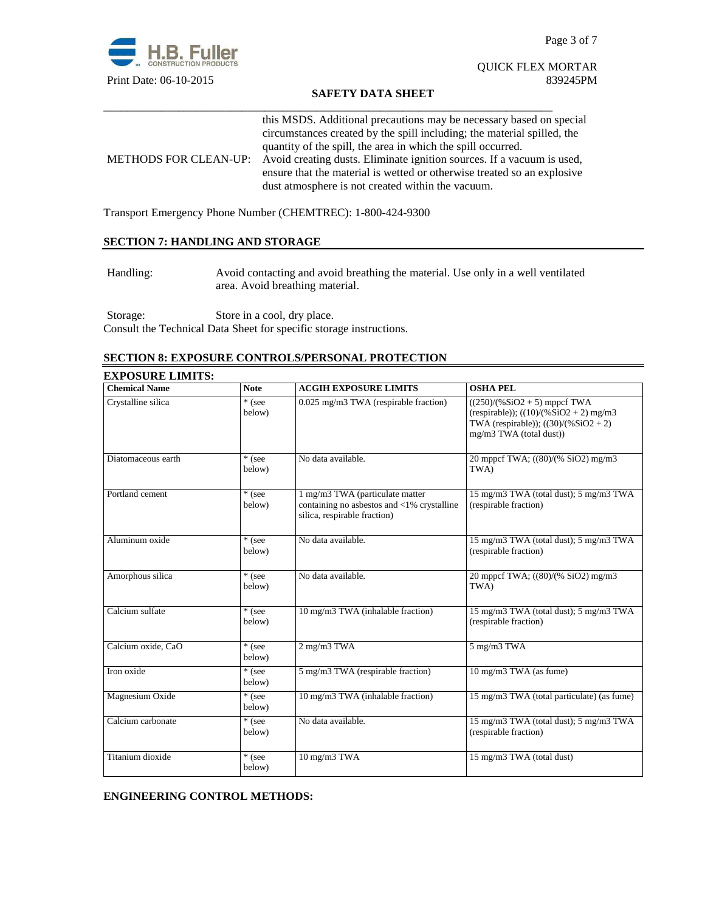this MSDS. Additional precautions may be necessary based on special circumstances created by the spill including; the material spilled, the quantity of the spill, the area in which the spill occurred.

METHODS FOR CLEAN-UP: Avoid creating dusts. Eliminate ignition sources. If a vacuum is used, ensure that the material is wetted or otherwise treated so an explosive dust atmosphere is not created within the vacuum.

Transport Emergency Phone Number (CHEMTREC): 1-800-424-9300

## SECTION 7: HANDLING AND STORAGE

Handling: Avoid contacting and avoid breathing the material. Use only in a well ventilated area. Avoid breathing material.

Storage: Store in a cool, dry place.
Consult the Technical Data Sheet for specific storage instructions.

## SECTION 8: EXPOSURE CONTROLS/PERSONAL PROTECTION

### EXPOSURE LIMITS:

| Chemical Name | Note | ACGIH EXPOSURE LIMITS | OSHA PEL |
|---|---|---|---|
| Crystalline silica | * (see below) | 0.025 mg/m3 TWA (respirable fraction) | ((250)/(%SiO2 + 5) mppcf TWA (respirable)); ((10)/(%SiO2 + 2) mg/m3 TWA (respirable)); ((30)/(%SiO2 + 2) mg/m3 TWA (total dust)) |
| Diatomaceous earth | * (see below) | No data available. | 20 mppcf TWA; ((80)/(% SiO2) mg/m3 TWA) |
| Portland cement | * (see below) | 1 mg/m3 TWA (particulate matter containing no asbestos and <1% crystalline silica, respirable fraction) | 15 mg/m3 TWA (total dust); 5 mg/m3 TWA (respirable fraction) |
| Aluminum oxide | * (see below) | No data available. | 15 mg/m3 TWA (total dust); 5 mg/m3 TWA (respirable fraction) |
| Amorphous silica | * (see below) | No data available. | 20 mppcf TWA; ((80)/(% SiO2) mg/m3 TWA) |
| Calcium sulfate | * (see below) | 10 mg/m3 TWA (inhalable fraction) | 15 mg/m3 TWA (total dust); 5 mg/m3 TWA (respirable fraction) |
| Calcium oxide, CaO | * (see below) | 2 mg/m3 TWA | 5 mg/m3 TWA |
| Iron oxide | * (see below) | 5 mg/m3 TWA (respirable fraction) | 10 mg/m3 TWA (as fume) |
| Magnesium Oxide | * (see below) | 10 mg/m3 TWA (inhalable fraction) | 15 mg/m3 TWA (total particulate) (as fume) |
| Calcium carbonate | * (see below) | No data available. | 15 mg/m3 TWA (total dust); 5 mg/m3 TWA (respirable fraction) |
| Titanium dioxide | * (see below) | 10 mg/m3 TWA | 15 mg/m3 TWA (total dust) |

### ENGINEERING CONTROL METHODS: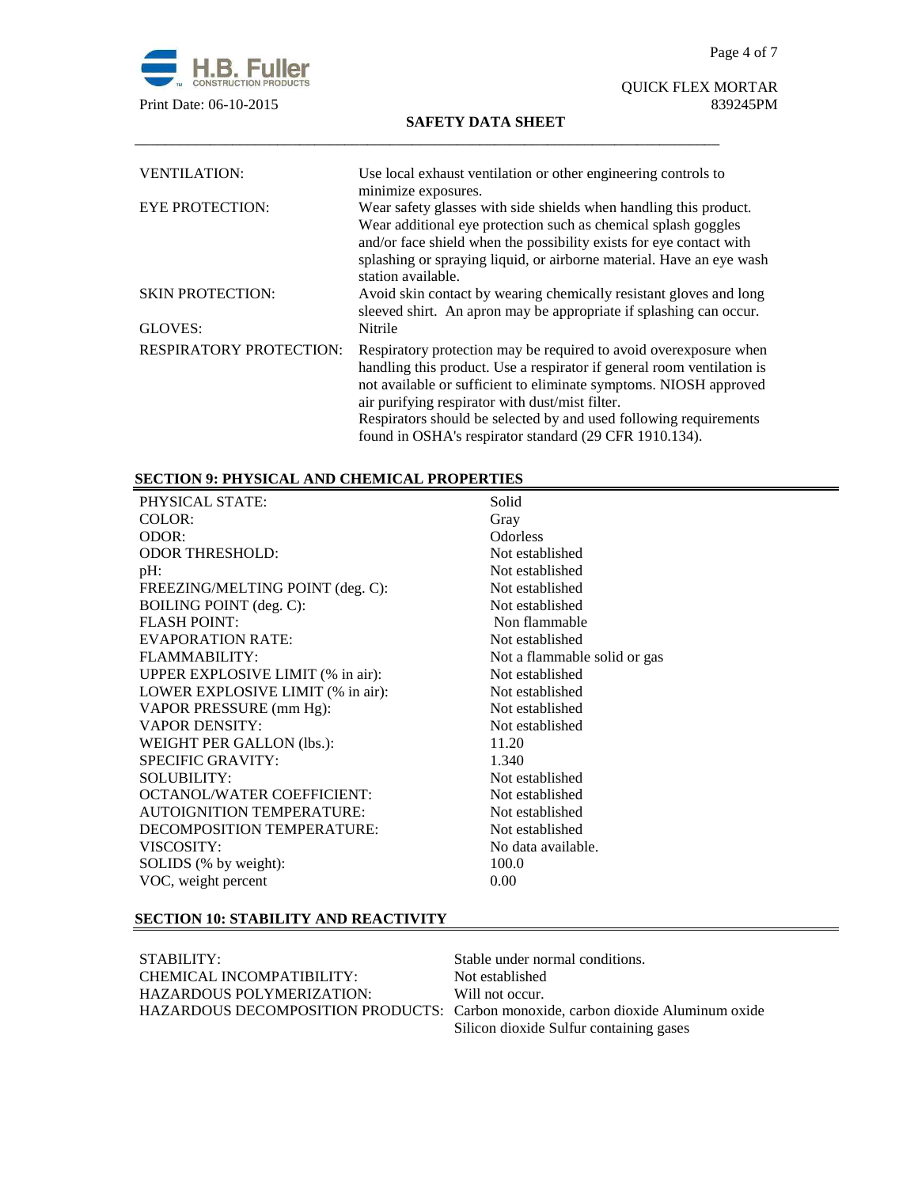| | |
|---|---|
| VENTILATION: | Use local exhaust ventilation or other engineering controls to minimize exposures. |
| EYE PROTECTION: | Wear safety glasses with side shields when handling this product. Wear additional eye protection such as chemical splash goggles and/or face shield when the possibility exists for eye contact with splashing or spraying liquid, or airborne material. Have an eye wash station available. |
| SKIN PROTECTION: | Avoid skin contact by wearing chemically resistant gloves and long sleeved shirt. An apron may be appropriate if splashing can occur. |
| GLOVES: | Nitrile |
| RESPIRATORY PROTECTION: | Respiratory protection may be required to avoid overexposure when handling this product. Use a respirator if general room ventilation is not available or sufficient to eliminate symptoms. NIOSH approved air purifying respirator with dust/mist filter. Respirators should be selected by and used following requirements found in OSHA's respirator standard (29 CFR 1910.134). |

## SECTION 9: PHYSICAL AND CHEMICAL PROPERTIES

| | |
|---|---|
| PHYSICAL STATE: | Solid |
| COLOR: | Gray |
| ODOR: | Odorless |
| ODOR THRESHOLD: | Not established |
| pH: | Not established |
| FREEZING/MELTING POINT (deg. C): | Not established |
| BOILING POINT (deg. C): | Not established |
| FLASH POINT: | Non flammable |
| EVAPORATION RATE: | Not established |
| FLAMMABILITY: | Not a flammable solid or gas |
| UPPER EXPLOSIVE LIMIT (% in air): | Not established |
| LOWER EXPLOSIVE LIMIT (% in air): | Not established |
| VAPOR PRESSURE (mm Hg): | Not established |
| VAPOR DENSITY: | Not established |
| WEIGHT PER GALLON (lbs.): | 11.20 |
| SPECIFIC GRAVITY: | 1.340 |
| SOLUBILITY: | Not established |
| OCTANOL/WATER COEFFICIENT: | Not established |
| AUTOIGNITION TEMPERATURE: | Not established |
| DECOMPOSITION TEMPERATURE: | Not established |
| VISCOSITY: | No data available. |
| SOLIDS (% by weight): | 100.0 |
| VOC, weight percent | 0.00 |

## SECTION 10: STABILITY AND REACTIVITY

| | |
|---|---|
| STABILITY: | Stable under normal conditions. |
| CHEMICAL INCOMPATIBILITY: | Not established |
| HAZARDOUS POLYMERIZATION: | Will not occur. |
| HAZARDOUS DECOMPOSITION PRODUCTS: | Carbon monoxide, carbon dioxide Aluminum oxide Silicon dioxide Sulfur containing gases |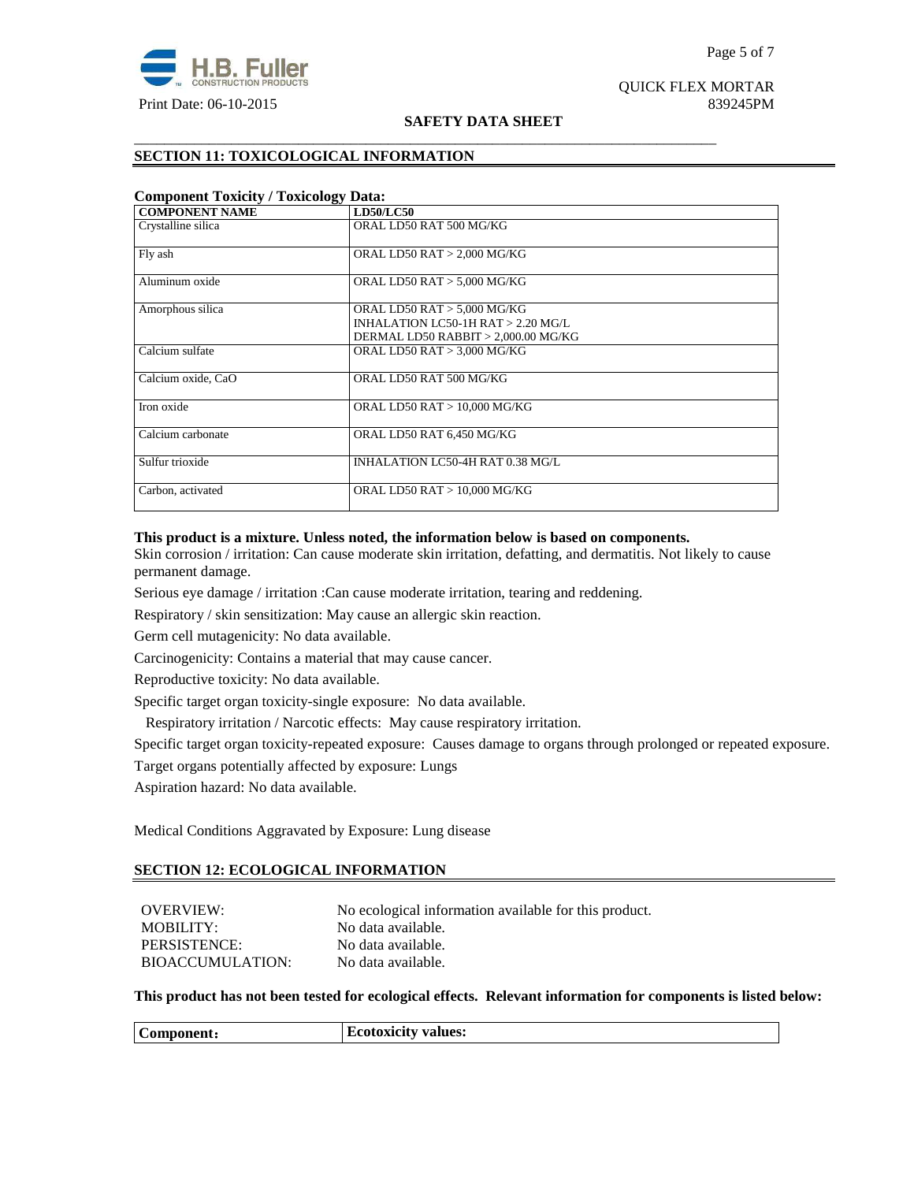## SECTION 11: TOXICOLOGICAL INFORMATION

**Component Toxicity / Toxicology Data:**

| COMPONENT NAME | LD50/LC50 |
|---|---|
| Crystalline silica | ORAL LD50 RAT 500 MG/KG |
| Fly ash | ORAL LD50 RAT > 2,000 MG/KG |
| Aluminum oxide | ORAL LD50 RAT > 5,000 MG/KG |
| Amorphous silica | ORAL LD50 RAT > 5,000 MG/KG<br>INHALATION LC50-1H RAT > 2.20 MG/L<br>DERMAL LD50 RABBIT > 2,000.00 MG/KG |
| Calcium sulfate | ORAL LD50 RAT > 3,000 MG/KG |
| Calcium oxide, CaO | ORAL LD50 RAT 500 MG/KG |
| Iron oxide | ORAL LD50 RAT > 10,000 MG/KG |
| Calcium carbonate | ORAL LD50 RAT 6,450 MG/KG |
| Sulfur trioxide | INHALATION LC50-4H RAT 0.38 MG/L |
| Carbon, activated | ORAL LD50 RAT > 10,000 MG/KG |

**This product is a mixture. Unless noted, the information below is based on components.**

Skin corrosion / irritation: Can cause moderate skin irritation, defatting, and dermatitis. Not likely to cause permanent damage.

Serious eye damage / irritation :Can cause moderate irritation, tearing and reddening.

Respiratory / skin sensitization: May cause an allergic skin reaction.

Germ cell mutagenicity: No data available.

Carcinogenicity: Contains a material that may cause cancer.

Reproductive toxicity: No data available.

Specific target organ toxicity-single exposure: No data available.

Respiratory irritation / Narcotic effects: May cause respiratory irritation.

Specific target organ toxicity-repeated exposure: Causes damage to organs through prolonged or repeated exposure.

Target organs potentially affected by exposure: Lungs

Aspiration hazard: No data available.

Medical Conditions Aggravated by Exposure: Lung disease

## SECTION 12: ECOLOGICAL INFORMATION

| | |
|---|---|
| OVERVIEW: | No ecological information available for this product. |
| MOBILITY: | No data available. |
| PERSISTENCE: | No data available. |
| BIOACCUMULATION: | No data available. |

**This product has not been tested for ecological effects. Relevant information for components is listed below:**

| Component: | Ecotoxicity values: |
|---|---|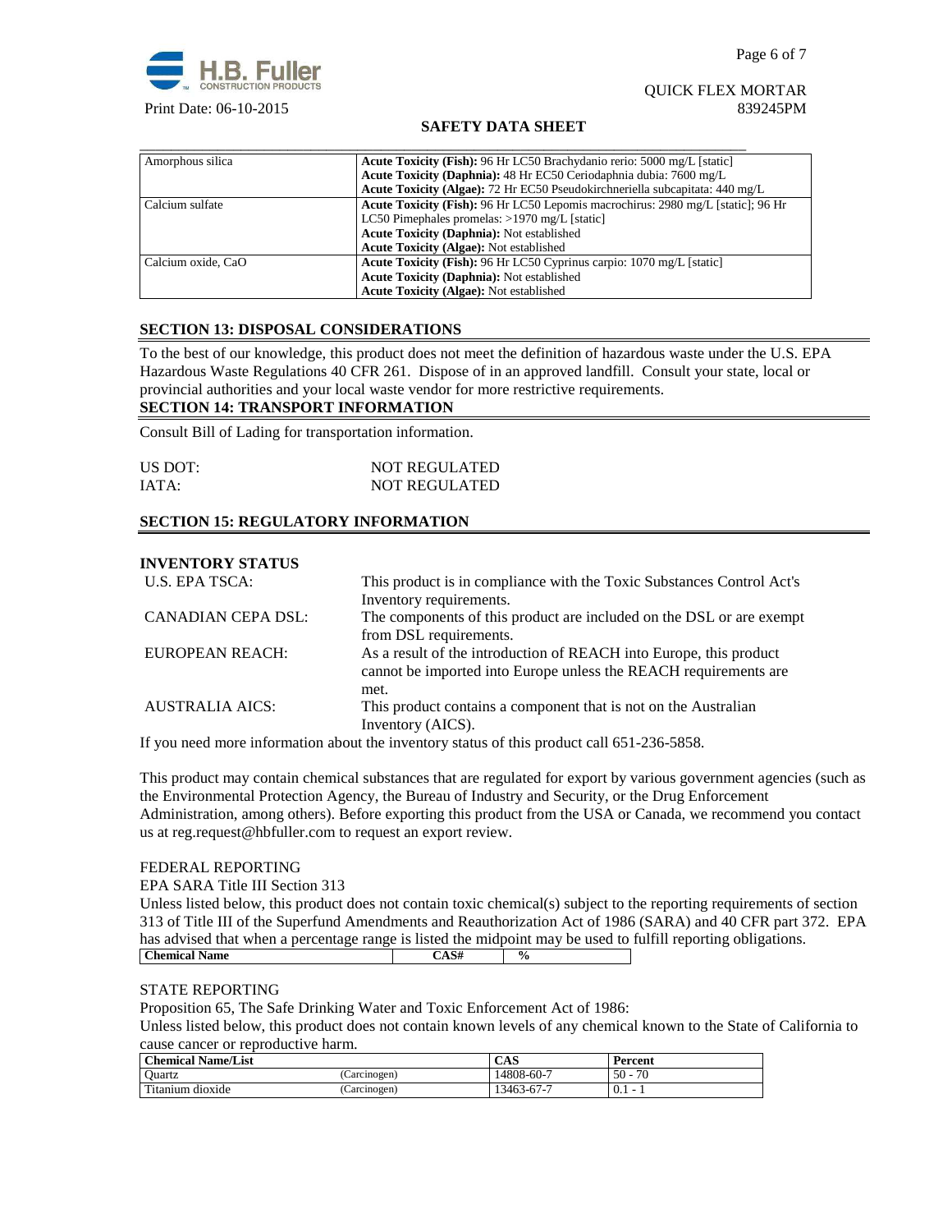| Amorphous silica | **Acute Toxicity (Fish):** 96 Hr LC50 Brachydanio rerio: 5000 mg/L [static] **Acute Toxicity (Daphnia):** 48 Hr EC50 Ceriodaphnia dubia: 7600 mg/L **Acute Toxicity (Algae):** 72 Hr EC50 Pseudokirchneriella subcapitata: 440 mg/L |
|---|---|
| Calcium sulfate | **Acute Toxicity (Fish):** 96 Hr LC50 Lepomis macrochirus: 2980 mg/L [static]; 96 Hr LC50 Pimephales promelas: >1970 mg/L [static] **Acute Toxicity (Daphnia):** Not established **Acute Toxicity (Algae):** Not established |
| Calcium oxide, CaO | **Acute Toxicity (Fish):** 96 Hr LC50 Cyprinus carpio: 1070 mg/L [static] **Acute Toxicity (Daphnia):** Not established **Acute Toxicity (Algae):** Not established |

## SECTION 13: DISPOSAL CONSIDERATIONS

To the best of our knowledge, this product does not meet the definition of hazardous waste under the U.S. EPA Hazardous Waste Regulations 40 CFR 261. Dispose of in an approved landfill. Consult your state, local or provincial authorities and your local waste vendor for more restrictive requirements.

## SECTION 14: TRANSPORT INFORMATION

Consult Bill of Lading for transportation information.

US DOT: NOT REGULATED
IATA: NOT REGULATED

## SECTION 15: REGULATORY INFORMATION

**INVENTORY STATUS**

| | |
|---|---|
| U.S. EPA TSCA: | This product is in compliance with the Toxic Substances Control Act's Inventory requirements. |
| CANADIAN CEPA DSL: | The components of this product are included on the DSL or are exempt from DSL requirements. |
| EUROPEAN REACH: | As a result of the introduction of REACH into Europe, this product cannot be imported into Europe unless the REACH requirements are met. |
| AUSTRALIA AICS: | This product contains a component that is not on the Australian Inventory (AICS). |

If you need more information about the inventory status of this product call 651-236-5858.

This product may contain chemical substances that are regulated for export by various government agencies (such as the Environmental Protection Agency, the Bureau of Industry and Security, or the Drug Enforcement Administration, among others). Before exporting this product from the USA or Canada, we recommend you contact us at reg.request@hbfuller.com to request an export review.

FEDERAL REPORTING

EPA SARA Title III Section 313

Unless listed below, this product does not contain toxic chemical(s) subject to the reporting requirements of section 313 of Title III of the Superfund Amendments and Reauthorization Act of 1986 (SARA) and 40 CFR part 372. EPA has advised that when a percentage range is listed the midpoint may be used to fulfill reporting obligations.

| Chemical Name | CAS# | % |
|---|---|---|

STATE REPORTING

Proposition 65, The Safe Drinking Water and Toxic Enforcement Act of 1986:

Unless listed below, this product does not contain known levels of any chemical known to the State of California to cause cancer or reproductive harm.

| Chemical Name/List | | CAS | Percent |
|---|---|---|---|
| Quartz | (Carcinogen) | 14808-60-7 | 50 - 70 |
| Titanium dioxide | (Carcinogen) | 13463-67-7 | 0.1 - 1 |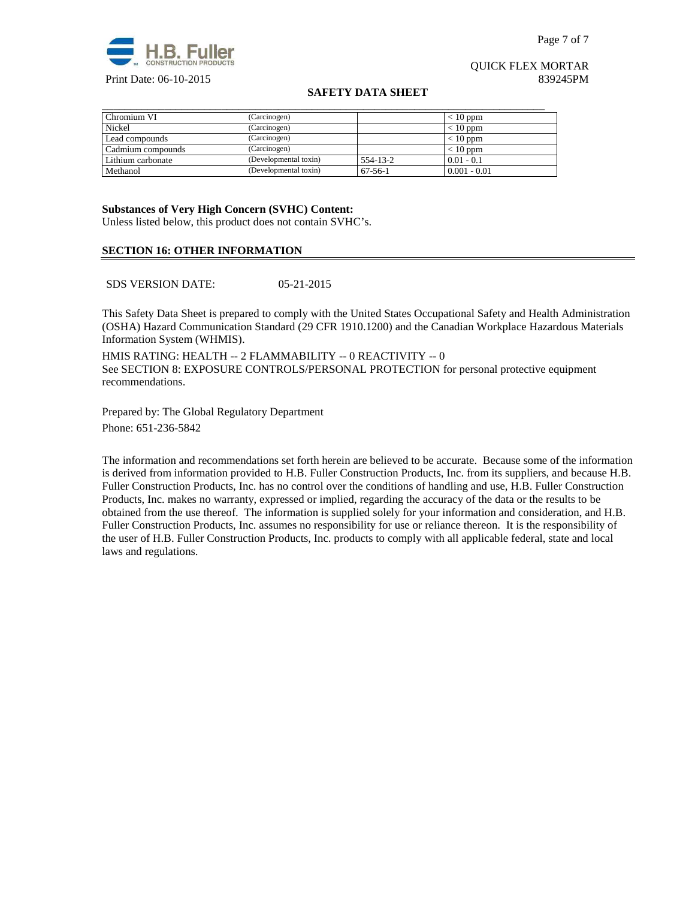| | | | |
|---|---|---|---|
| Chromium VI | (Carcinogen) | | < 10 ppm |
| Nickel | (Carcinogen) | | < 10 ppm |
| Lead compounds | (Carcinogen) | | < 10 ppm |
| Cadmium compounds | (Carcinogen) | | < 10 ppm |
| Lithium carbonate | (Developmental toxin) | 554-13-2 | 0.01 - 0.1 |
| Methanol | (Developmental toxin) | 67-56-1 | 0.001 - 0.01 |

**Substances of Very High Concern (SVHC) Content:**
Unless listed below, this product does not contain SVHC's.

## SECTION 16: OTHER INFORMATION

SDS VERSION DATE: 05-21-2015

This Safety Data Sheet is prepared to comply with the United States Occupational Safety and Health Administration (OSHA) Hazard Communication Standard (29 CFR 1910.1200) and the Canadian Workplace Hazardous Materials Information System (WHMIS).

HMIS RATING: HEALTH -- 2 FLAMMABILITY -- 0 REACTIVITY -- 0
See SECTION 8: EXPOSURE CONTROLS/PERSONAL PROTECTION for personal protective equipment recommendations.

Prepared by: The Global Regulatory Department
Phone: 651-236-5842

The information and recommendations set forth herein are believed to be accurate. Because some of the information is derived from information provided to H.B. Fuller Construction Products, Inc. from its suppliers, and because H.B. Fuller Construction Products, Inc. has no control over the conditions of handling and use, H.B. Fuller Construction Products, Inc. makes no warranty, expressed or implied, regarding the accuracy of the data or the results to be obtained from the use thereof. The information is supplied solely for your information and consideration, and H.B. Fuller Construction Products, Inc. assumes no responsibility for use or reliance thereon. It is the responsibility of the user of H.B. Fuller Construction Products, Inc. products to comply with all applicable federal, state and local laws and regulations.